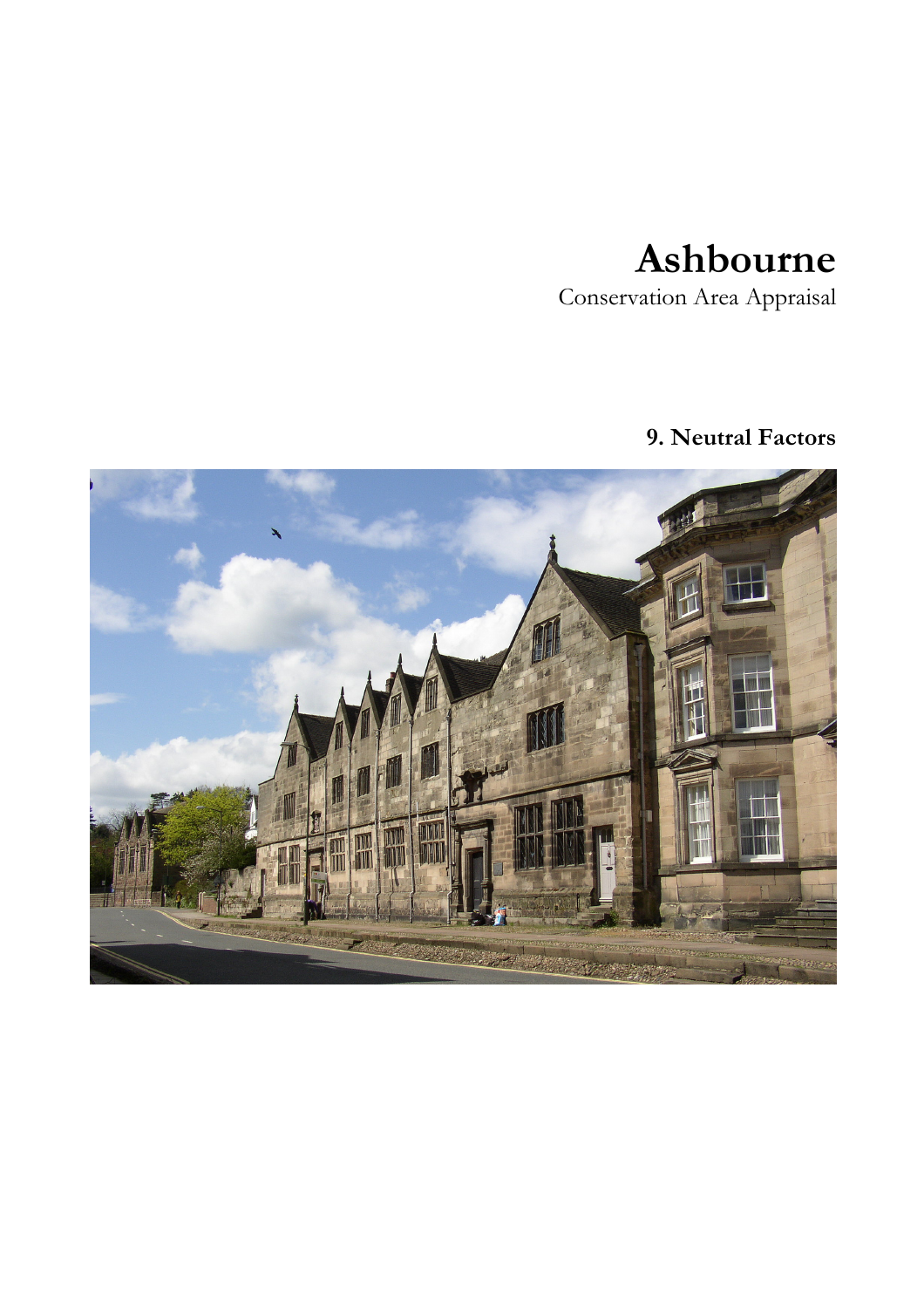# Ashbourne

Conservation Area Appraisal

## 9. Neutral Factors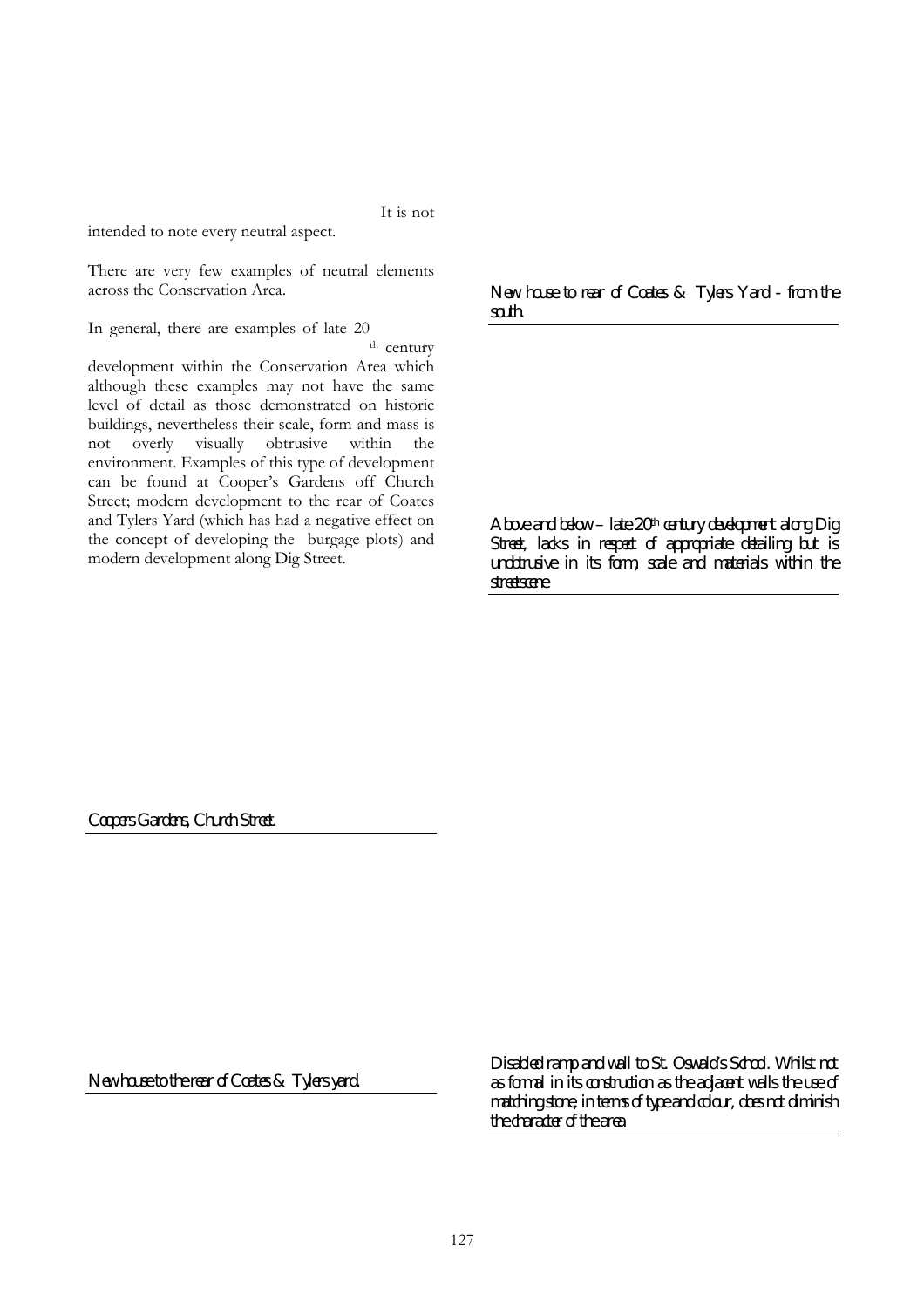It is not intended to note every neutral aspect.

There are very few examples of neutral elements across the Conservation Area.

In general, there are examples of late 20th century development within the Conservation Area which although these examples may not have the same level of detail as those demonstrated on historic buildings, nevertheless their scale, form and mass is not overly visually obtrusive within the environment. Examples of this type of development can be found at Cooper's Gardens off Church Street; modern development to the rear of Coates and Tylers Yard (which has had a negative effect on the concept of developing the burgage plots) and modern development along Dig Street.

New house to rear of Coates & Tylers Yard - from the south.

Above and below – late 20th century development along Dig Street, lacks in respect of appropriate detailing but is unobtrusive in its form, scale and materials within the streetscene

Coopers Gardens, Church Street.

New house to the rear of Coates & Tylers yard.

Disabled ramp and wall to St. Oswald's School. Whilst not as formal in its construction as the adjacent walls the use of matching stone, in terms of type and colour, does not diminish the character of the area